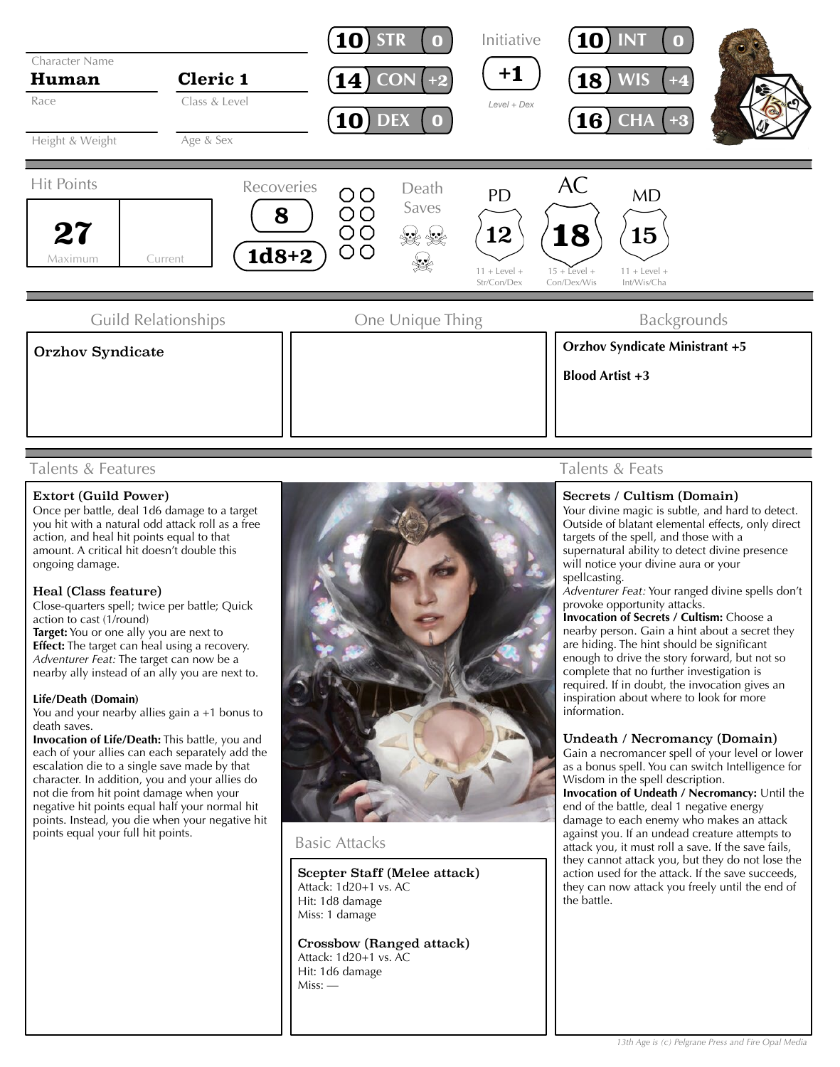**Character Name:** Human
**Class & Level:** Cleric 1
**Race**
**Height & Weight**
**Age & Sex**

| Ability | Score | Mod |
|---|---|---|
| STR | 10 | 0 |
| CON | 14 | +2 |
| DEX | 10 | 0 |
| INT | 10 | 0 |
| WIS | 18 | +4 |
| CHA | 16 | +3 |

**Initiative:** +1 (Level + Dex)

**Hit Points:** 27 Maximum | Current

**Recoveries:** 8 — 1d8+2

**Death Saves**

| PD | AC | MD |
|---|---|---|
| 12 | 18 | 15 |
| 11 + Level + Str/Con/Dex | 15 + Level + Con/Dex/Wis | 11 + Level + Int/Wis/Cha |

## Guild Relationships

Orzhov Syndicate

## One Unique Thing

## Backgrounds

**Orzhov Syndicate Ministrant +5**

**Blood Artist +3**

## Talents & Features

**Extort (Guild Power)**
Once per battle, deal 1d6 damage to a target you hit with a natural odd attack roll as a free action, and heal hit points equal to that amount. A critical hit doesn't double this ongoing damage.

**Heal (Class feature)**
Close-quarters spell; twice per battle; Quick action to cast (1/round)
**Target:** You or one ally you are next to
**Effect:** The target can heal using a recovery.
*Adventurer Feat:* The target can now be a nearby ally instead of an ally you are next to.

**Life/Death (Domain)**
You and your nearby allies gain a +1 bonus to death saves.
**Invocation of Life/Death:** This battle, you and each of your allies can each separately add the escalation die to a single save made by that character. In addition, you and your allies do not die from hit point damage when your negative hit points equal half your normal hit points. Instead, you die when your negative hit points equal your full hit points.

## Basic Attacks

**Scepter Staff (Melee attack)**
Attack: 1d20+1 vs. AC
Hit: 1d8 damage
Miss: 1 damage

**Crossbow (Ranged attack)**
Attack: 1d20+1 vs. AC
Hit: 1d6 damage
Miss: —

## Talents & Feats

**Secrets / Cultism (Domain)**
Your divine magic is subtle, and hard to detect. Outside of blatant elemental effects, only direct targets of the spell, and those with a supernatural ability to detect divine presence will notice your divine aura or your spellcasting.
*Adventurer Feat:* Your ranged divine spells don't provoke opportunity attacks.
**Invocation of Secrets / Cultism:** Choose a nearby person. Gain a hint about a secret they are hiding. The hint should be significant enough to drive the story forward, but not so complete that no further investigation is required. If in doubt, the invocation gives an inspiration about where to look for more information.

**Undeath / Necromancy (Domain)**
Gain a necromancer spell of your level or lower as a bonus spell. You can switch Intelligence for Wisdom in the spell description.
**Invocation of Undeath / Necromancy:** Until the end of the battle, deal 1 negative energy damage to each enemy who makes an attack against you. If an undead creature attempts to attack you, it must roll a save. If the save fails, they cannot attack you, but they do not lose the action used for the attack. If the save succeeds, they can now attack you freely until the end of the battle.

13th Age is (c) Pelgrane Press and Fire Opal Media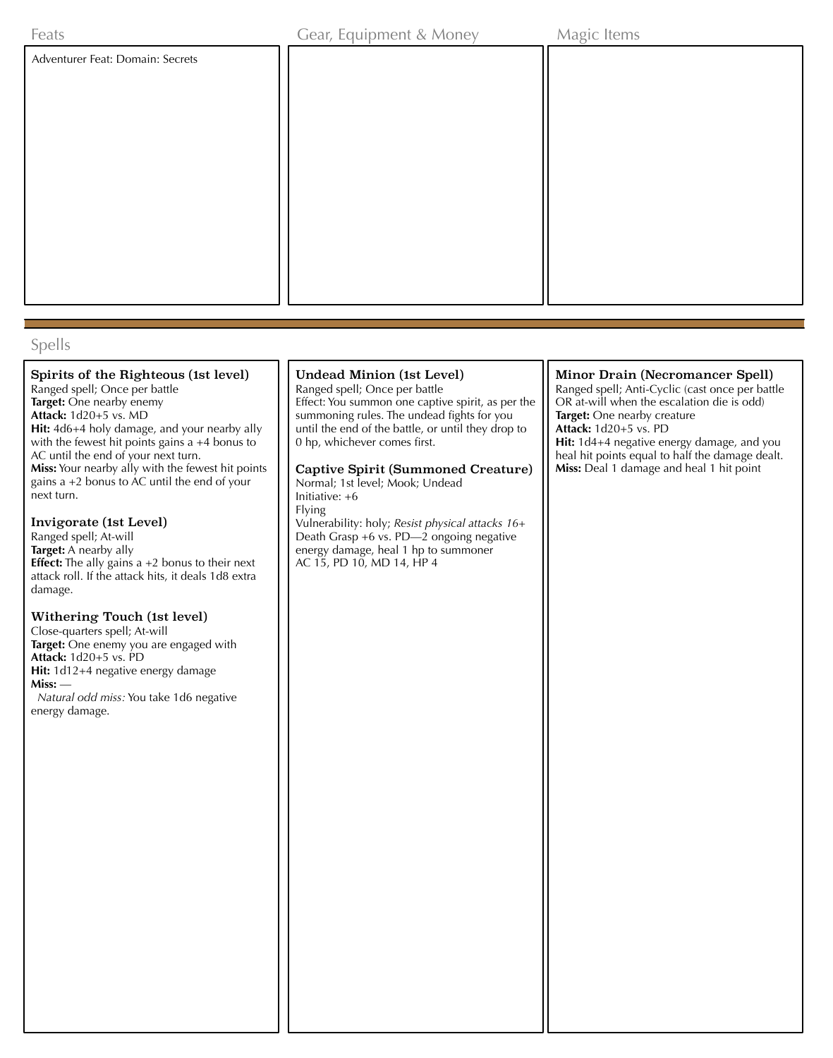## Feats

Adventurer Feat: Domain: Secrets

## Gear, Equipment & Money

## Magic Items

## Spells

### Spirits of the Righteous (1st level)

Ranged spell; Once per battle
**Target:** One nearby enemy
**Attack:** 1d20+5 vs. MD
**Hit:** 4d6+4 holy damage, and your nearby ally with the fewest hit points gains a +4 bonus to AC until the end of your next turn.
**Miss:** Your nearby ally with the fewest hit points gains a +2 bonus to AC until the end of your next turn.

### Invigorate (1st Level)

Ranged spell; At-will
**Target:** A nearby ally
**Effect:** The ally gains a +2 bonus to their next attack roll. If the attack hits, it deals 1d8 extra damage.

### Withering Touch (1st level)

Close-quarters spell; At-will
**Target:** One enemy you are engaged with
**Attack:** 1d20+5 vs. PD
**Hit:** 1d12+4 negative energy damage
**Miss:** —
*Natural odd miss:* You take 1d6 negative energy damage.

### Undead Minion (1st Level)

Ranged spell; Once per battle
Effect: You summon one captive spirit, as per the summoning rules. The undead fights for you until the end of the battle, or until they drop to 0 hp, whichever comes first.

### Captive Spirit (Summoned Creature)

Normal; 1st level; Mook; Undead
Initiative: +6
Flying
Vulnerability: holy; *Resist physical attacks 16+*
Death Grasp +6 vs. PD—2 ongoing negative energy damage, heal 1 hp to summoner
AC 15, PD 10, MD 14, HP 4

### Minor Drain (Necromancer Spell)

Ranged spell; Anti-Cyclic (cast once per battle OR at-will when the escalation die is odd)
**Target:** One nearby creature
**Attack:** 1d20+5 vs. PD
**Hit:** 1d4+4 negative energy damage, and you heal hit points equal to half the damage dealt.
**Miss:** Deal 1 damage and heal 1 hit point